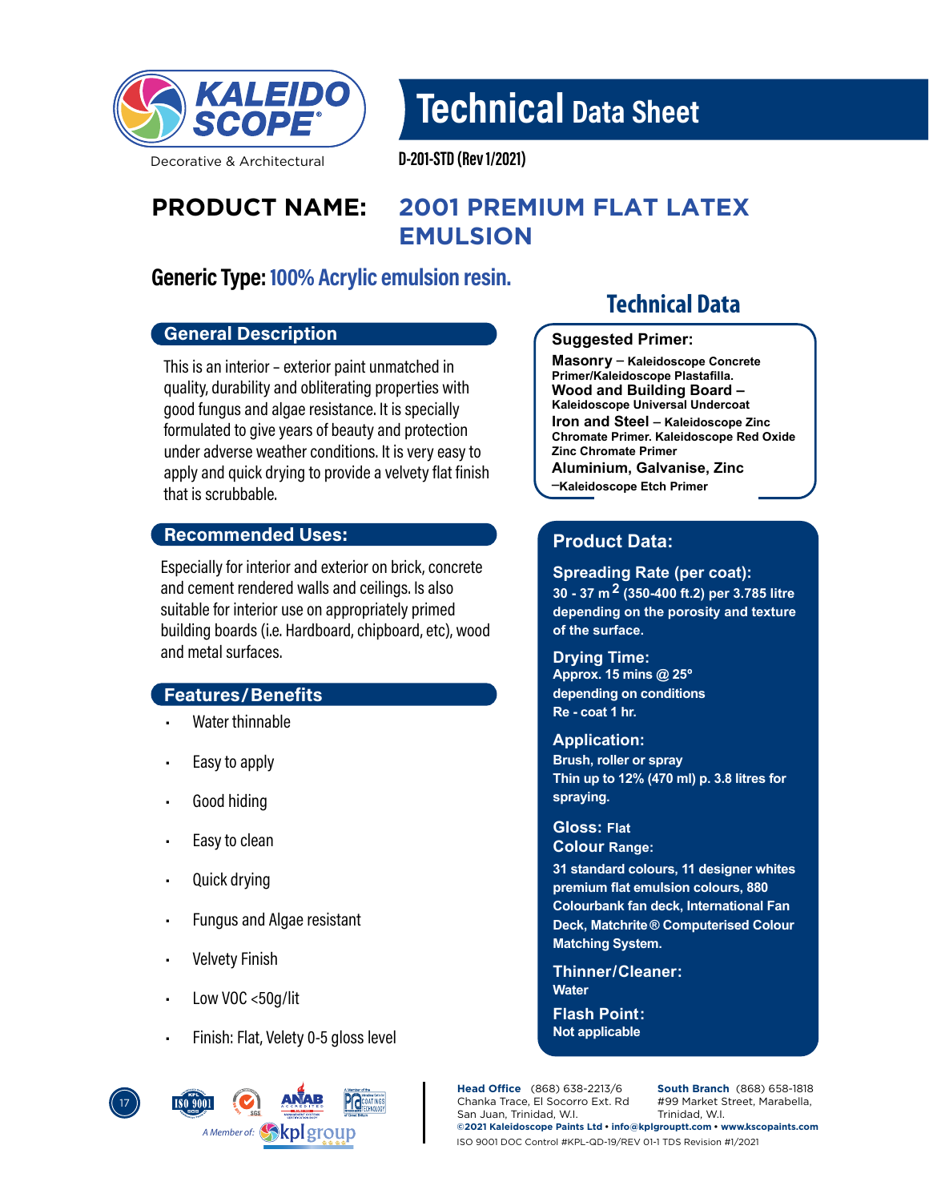# Technical Data Sheet

D-201-STD (Rev 1/2021)

**PRODUCT NAME:** **2001 PREMIUM FLAT LATEX EMULSION**

**Generic Type:** 100% Acrylic emulsion resin.

## General Description

This is an interior - exterior paint unmatched in quality, durability and obliterating properties with good fungus and algae resistance. It is specially formulated to give years of beauty and protection under adverse weather conditions. It is very easy to apply and quick drying to provide a velvety flat finish that is scrubbable.

## Recommended Uses:

Especially for interior and exterior on brick, concrete and cement rendered walls and ceilings. Is also suitable for interior use on appropriately primed building boards (i.e. Hardboard, chipboard, etc), wood and metal surfaces.

## Features/Benefits

- Water thinnable
- Easy to apply
- Good hiding
- Easy to clean
- Quick drying
- Fungus and Algae resistant
- Velvety Finish
- Low VOC <50g/lit
- Finish: Flat, Velety 0-5 gloss level

## Technical Data

### Suggested Primer:

**Masonry** – Kaleidoscope Concrete Primer/Kaleidoscope Plastafilla.

**Wood and Building Board** – Kaleidoscope Universal Undercoat

**Iron and Steel** – Kaleidoscope Zinc Chromate Primer. Kaleidoscope Red Oxide Zinc Chromate Primer

**Aluminium, Galvanise, Zinc** –Kaleidoscope Etch Primer

### Product Data:

**Spreading Rate (per coat):**
30 - 37 $m^2$ (350-400 ft.2) per 3.785 litre depending on the porosity and texture of the surface.

**Drying Time:**
Approx. 15 mins @ 25°
depending on conditions
Re - coat 1 hr.

**Application:**
Brush, roller or spray
Thin up to 12% (470 ml) p. 3.8 litres for spraying.

**Gloss:** Flat

**Colour Range:**
31 standard colours, 11 designer whites premium flat emulsion colours, 880 Colourbank fan deck, International Fan Deck, Matchrite® Computerised Colour Matching System.

**Thinner/Cleaner:**
Water

**Flash Point:**
Not applicable

---

A Member of: kplgroup

**Head Office** (868) 638-2213/6
Chanka Trace, El Socorro Ext. Rd
San Juan, Trinidad, W.I.

**South Branch** (868) 658-1818
#99 Market Street, Marabella,
Trinidad, W.I.

©2021 Kaleidoscope Paints Ltd • info@kplgrouptt.com • www.kscopaints.com

ISO 9001 DOC Control #KPL-QD-19/REV 01-1 TDS Revision #1/2021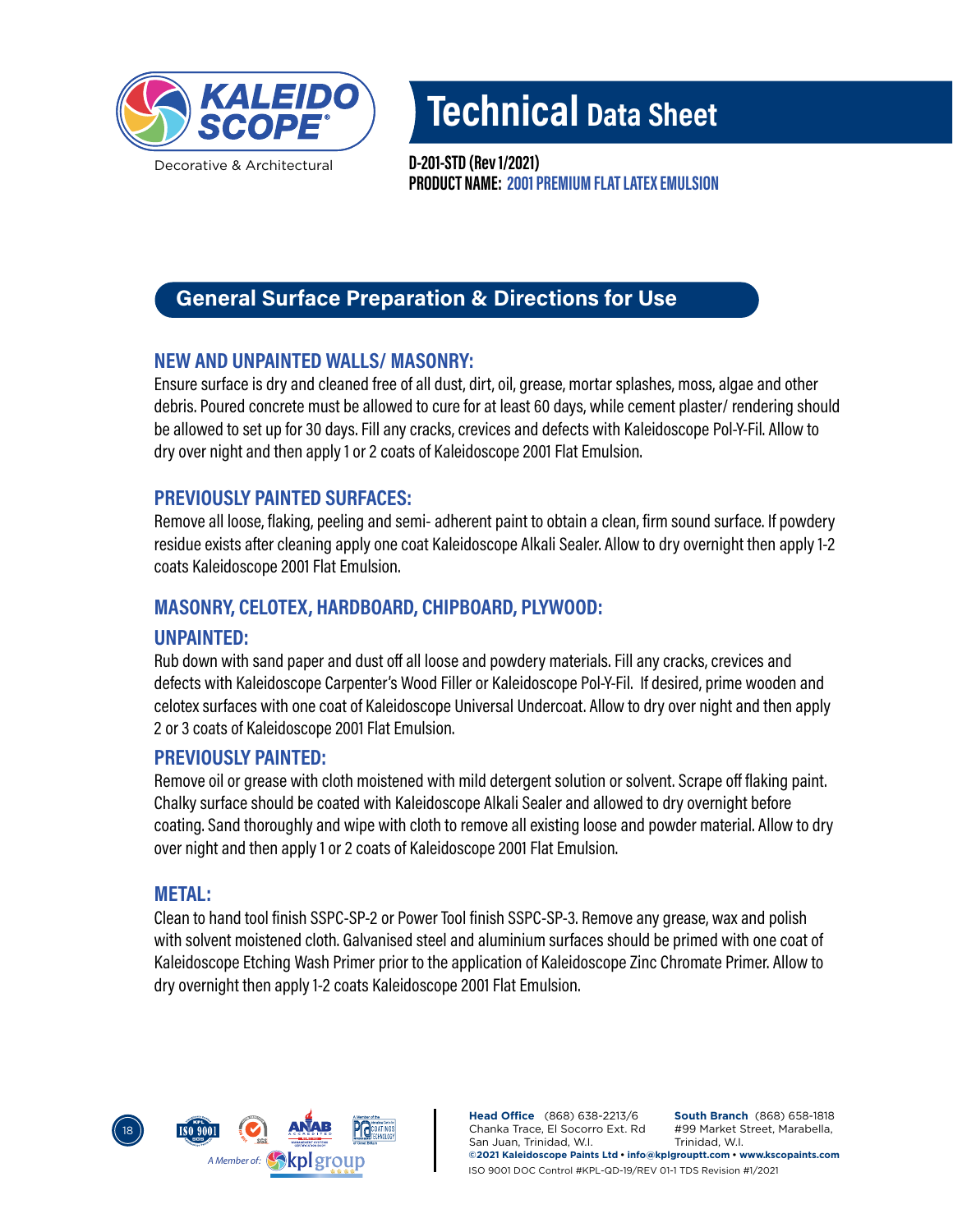# Technical Data Sheet

**D-201-STD (Rev 1/2021)**
**PRODUCT NAME: 2001 PREMIUM FLAT LATEX EMULSION**

## General Surface Preparation & Directions for Use

### NEW AND UNPAINTED WALLS/ MASONRY:

Ensure surface is dry and cleaned free of all dust, dirt, oil, grease, mortar splashes, moss, algae and other debris. Poured concrete must be allowed to cure for at least 60 days, while cement plaster/ rendering should be allowed to set up for 30 days. Fill any cracks, crevices and defects with Kaleidoscope Pol-Y-Fil. Allow to dry over night and then apply 1 or 2 coats of Kaleidoscope 2001 Flat Emulsion.

### PREVIOUSLY PAINTED SURFACES:

Remove all loose, flaking, peeling and semi- adherent paint to obtain a clean, firm sound surface. If powdery residue exists after cleaning apply one coat Kaleidoscope Alkali Sealer. Allow to dry overnight then apply 1-2 coats Kaleidoscope 2001 Flat Emulsion.

### MASONRY, CELOTEX, HARDBOARD, CHIPBOARD, PLYWOOD:

#### UNPAINTED:

Rub down with sand paper and dust off all loose and powdery materials. Fill any cracks, crevices and defects with Kaleidoscope Carpenter's Wood Filler or Kaleidoscope Pol-Y-Fil. If desired, prime wooden and celotex surfaces with one coat of Kaleidoscope Universal Undercoat. Allow to dry over night and then apply 2 or 3 coats of Kaleidoscope 2001 Flat Emulsion.

#### PREVIOUSLY PAINTED:

Remove oil or grease with cloth moistened with mild detergent solution or solvent. Scrape off flaking paint. Chalky surface should be coated with Kaleidoscope Alkali Sealer and allowed to dry overnight before coating. Sand thoroughly and wipe with cloth to remove all existing loose and powder material. Allow to dry over night and then apply 1 or 2 coats of Kaleidoscope 2001 Flat Emulsion.

### METAL:

Clean to hand tool finish SSPC-SP-2 or Power Tool finish SSPC-SP-3. Remove any grease, wax and polish with solvent moistened cloth. Galvanised steel and aluminium surfaces should be primed with one coat of Kaleidoscope Etching Wash Primer prior to the application of Kaleidoscope Zinc Chromate Primer. Allow to dry overnight then apply 1-2 coats Kaleidoscope 2001 Flat Emulsion.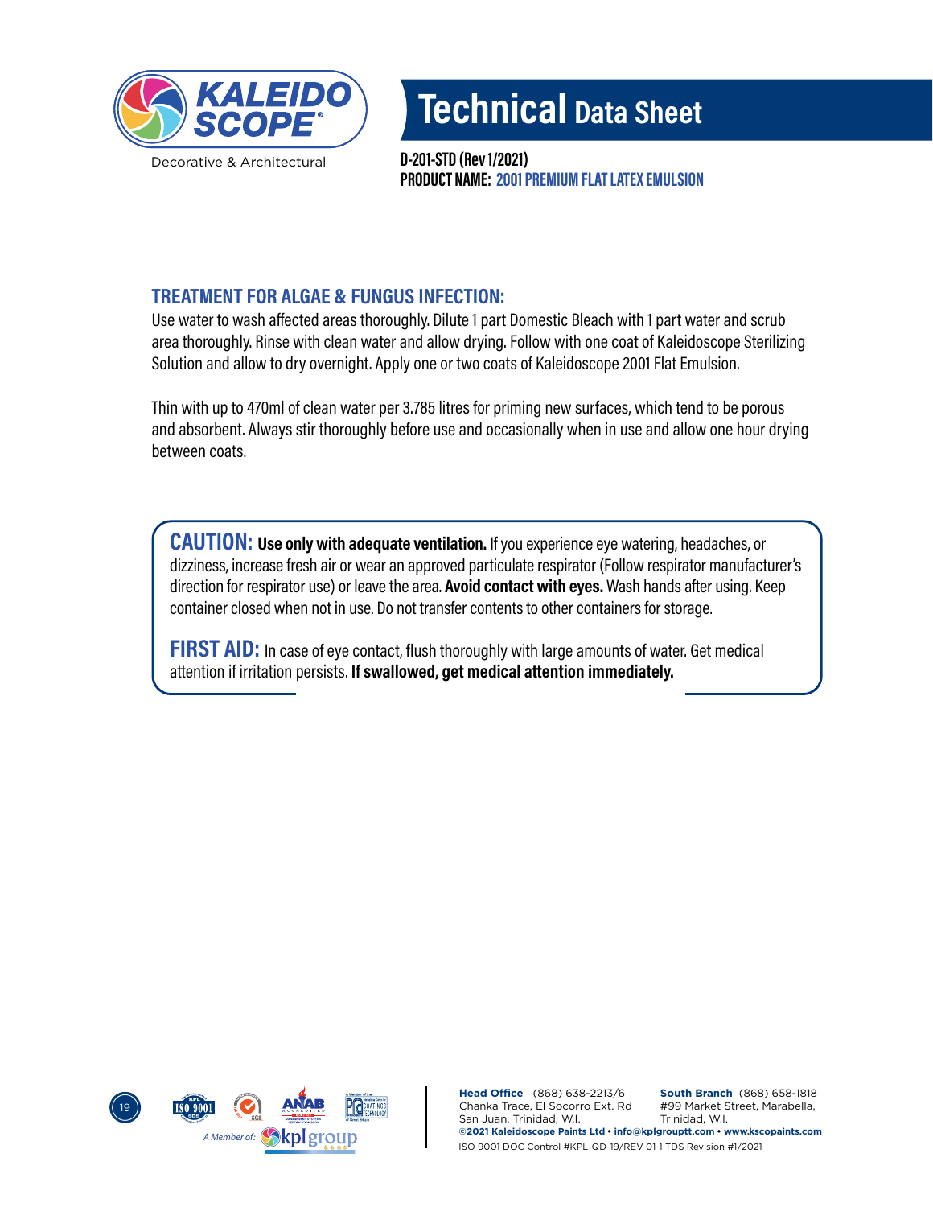# Technical Data Sheet

**D-201-STD (Rev 1/2021)**
**PRODUCT NAME: 2001 PREMIUM FLAT LATEX EMULSION**

## TREATMENT FOR ALGAE & FUNGUS INFECTION:

Use water to wash affected areas thoroughly. Dilute 1 part Domestic Bleach with 1 part water and scrub area thoroughly. Rinse with clean water and allow drying. Follow with one coat of Kaleidoscope Sterilizing Solution and allow to dry overnight. Apply one or two coats of Kaleidoscope 2001 Flat Emulsion.

Thin with up to 470ml of clean water per 3.785 litres for priming new surfaces, which tend to be porous and absorbent. Always stir thoroughly before use and occasionally when in use and allow one hour drying between coats.

**CAUTION:** **Use only with adequate ventilation.** If you experience eye watering, headaches, or dizziness, increase fresh air or wear an approved particulate respirator (Follow respirator manufacturer's direction for respirator use) or leave the area. **Avoid contact with eyes.** Wash hands after using. Keep container closed when not in use. Do not transfer contents to other containers for storage.

**FIRST AID:** In case of eye contact, flush thoroughly with large amounts of water. Get medical attention if irritation persists. **If swallowed, get medical attention immediately.**

A Member of: kplgroup

**Head Office** (868) 638-2213/6
Chanka Trace, El Socorro Ext. Rd
San Juan, Trinidad, W.I.

**South Branch** (868) 658-1818
#99 Market Street, Marabella,
Trinidad, W.I.

**©2021 Kaleidoscope Paints Ltd • info@kplgrouptt.com • www.kscopaints.com**
ISO 9001 DOC Control #KPL-QD-19/REV 01-1 TDS Revision #1/2021